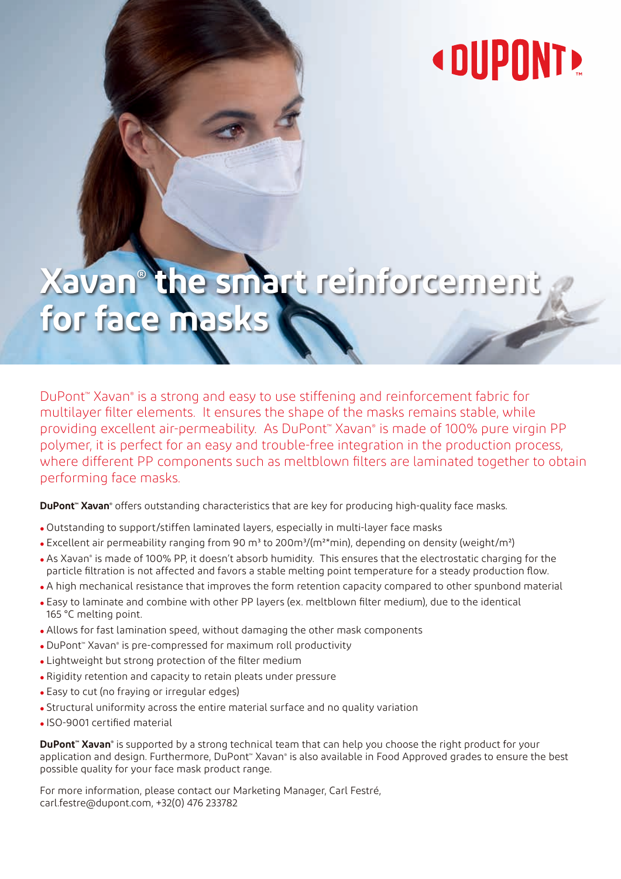# Xavan® the smart reinforcement for face masks

DuPont™ Xavan® is a strong and easy to use stiffening and reinforcement fabric for multilayer filter elements. It ensures the shape of the masks remains stable, while providing excellent air-permeability. As DuPont™ Xavan® is made of 100% pure virgin PP polymer, it is perfect for an easy and trouble-free integration in the production process, where different PP components such as meltblown filters are laminated together to obtain performing face masks.

**DuPont™ Xavan®** offers outstanding characteristics that are key for producing high-quality face masks.

- Outstanding to support/stiffen laminated layers, especially in multi-layer face masks
- Excellent air permeability ranging from 90 $m^3$ to 200$m^3$/($m^2$*min), depending on density (weight/$m^2$)
- As Xavan® is made of 100% PP, it doesn't absorb humidity. This ensures that the electrostatic charging for the particle filtration is not affected and favors a stable melting point temperature for a steady production flow.
- A high mechanical resistance that improves the form retention capacity compared to other spunbond material
- Easy to laminate and combine with other PP layers (ex. meltblown filter medium), due to the identical 165 °C melting point.
- Allows for fast lamination speed, without damaging the other mask components
- DuPont™ Xavan® is pre-compressed for maximum roll productivity
- Lightweight but strong protection of the filter medium
- Rigidity retention and capacity to retain pleats under pressure
- Easy to cut (no fraying or irregular edges)
- Structural uniformity across the entire material surface and no quality variation
- ISO-9001 certified material

**DuPont™ Xavan®** is supported by a strong technical team that can help you choose the right product for your application and design. Furthermore, DuPont™ Xavan® is also available in Food Approved grades to ensure the best possible quality for your face mask product range.

For more information, please contact our Marketing Manager, Carl Festré, carl.festre@dupont.com, +32(0) 476 233782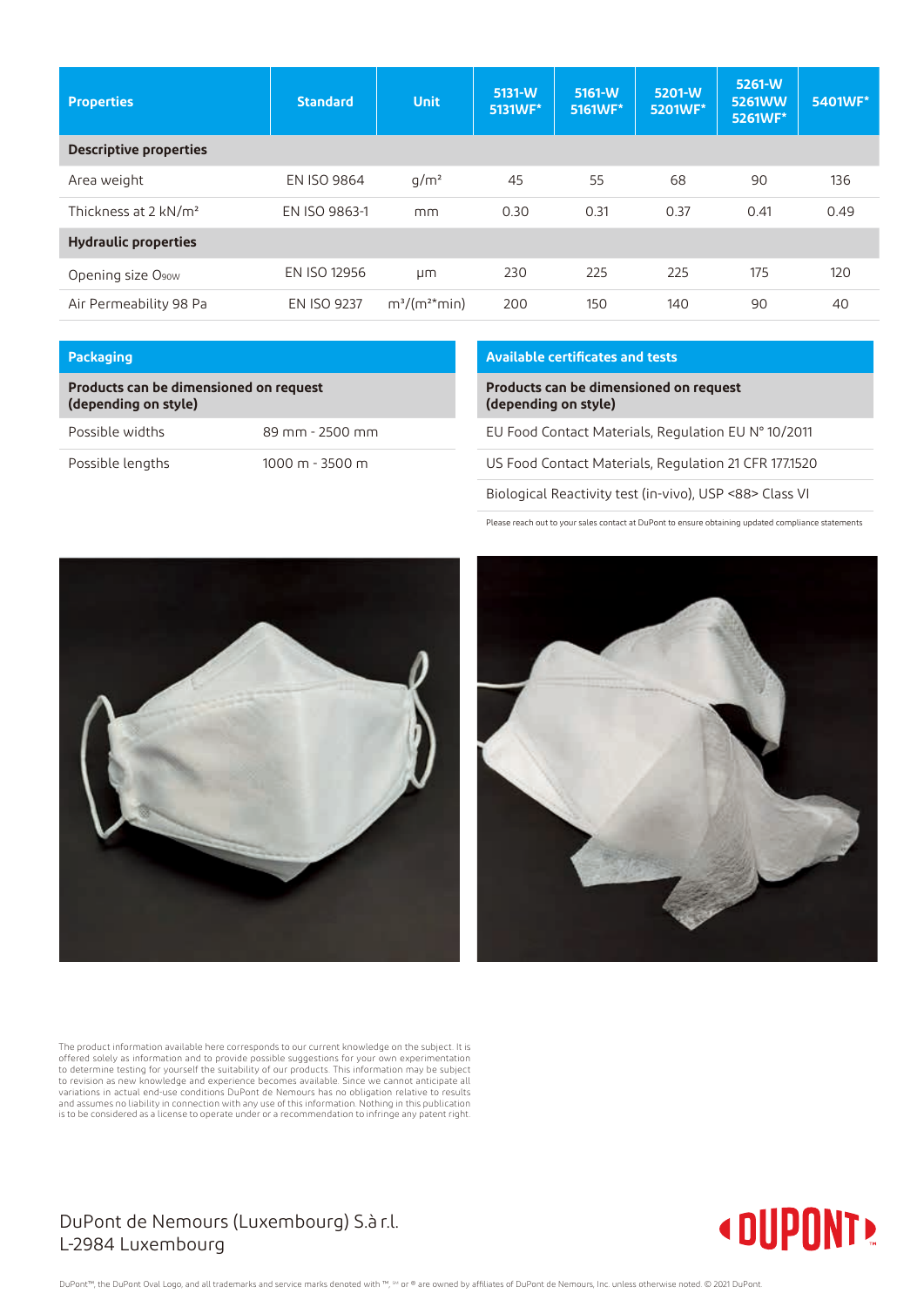| Properties | Standard | Unit | 5131-W 5131WF* | 5161-W 5161WF* | 5201-W 5201WF* | 5261-W 5261WW 5261WF* | 5401WF* |
|---|---|---|---|---|---|---|---|
| **Descriptive properties** | | | | | | | |
| Area weight | EN ISO 9864 | g/m² | 45 | 55 | 68 | 90 | 136 |
| Thickness at 2 kN/m² | EN ISO 9863-1 | mm | 0.30 | 0.31 | 0.37 | 0.41 | 0.49 |
| **Hydraulic properties** | | | | | | | |
| Opening size $O_{90W}$ | EN ISO 12956 | µm | 230 | 225 | 225 | 175 | 120 |
| Air Permeability 98 Pa | EN ISO 9237 | m³/(m²*min) | 200 | 150 | 140 | 90 | 40 |

| Packaging | |
|---|---|
| **Products can be dimensioned on request (depending on style)** | |
| Possible widths | 89 mm - 2500 mm |
| Possible lengths | 1000 m - 3500 m |

| Available certificates and tests |
|---|
| **Products can be dimensioned on request (depending on style)** |
| EU Food Contact Materials, Regulation EU N° 10/2011 |
| US Food Contact Materials, Regulation 21 CFR 177.1520 |
| Biological Reactivity test (in-vivo), USP <88> Class VI |

Please reach out to your sales contact at DuPont to ensure obtaining updated compliance statements

The product information available here corresponds to our current knowledge on the subject. It is offered solely as information and to provide possible suggestions for your own experimentation to determine testing for yourself the suitability of our products. This information may be subject to revision as new knowledge and experience becomes available. Since we cannot anticipate all variations in actual end-use conditions DuPont de Nemours has no obligation relative to results and assumes no liability in connection with any use of this information. Nothing in this publication is to be considered as a license to operate under or a recommendation to infringe any patent right.

DuPont de Nemours (Luxembourg) S.à r.l.
L-2984 Luxembourg

DuPont™, the DuPont Oval Logo, and all trademarks and service marks denoted with ™, ℠ or ® are owned by affiliates of DuPont de Nemours, Inc. unless otherwise noted. © 2021 DuPont.